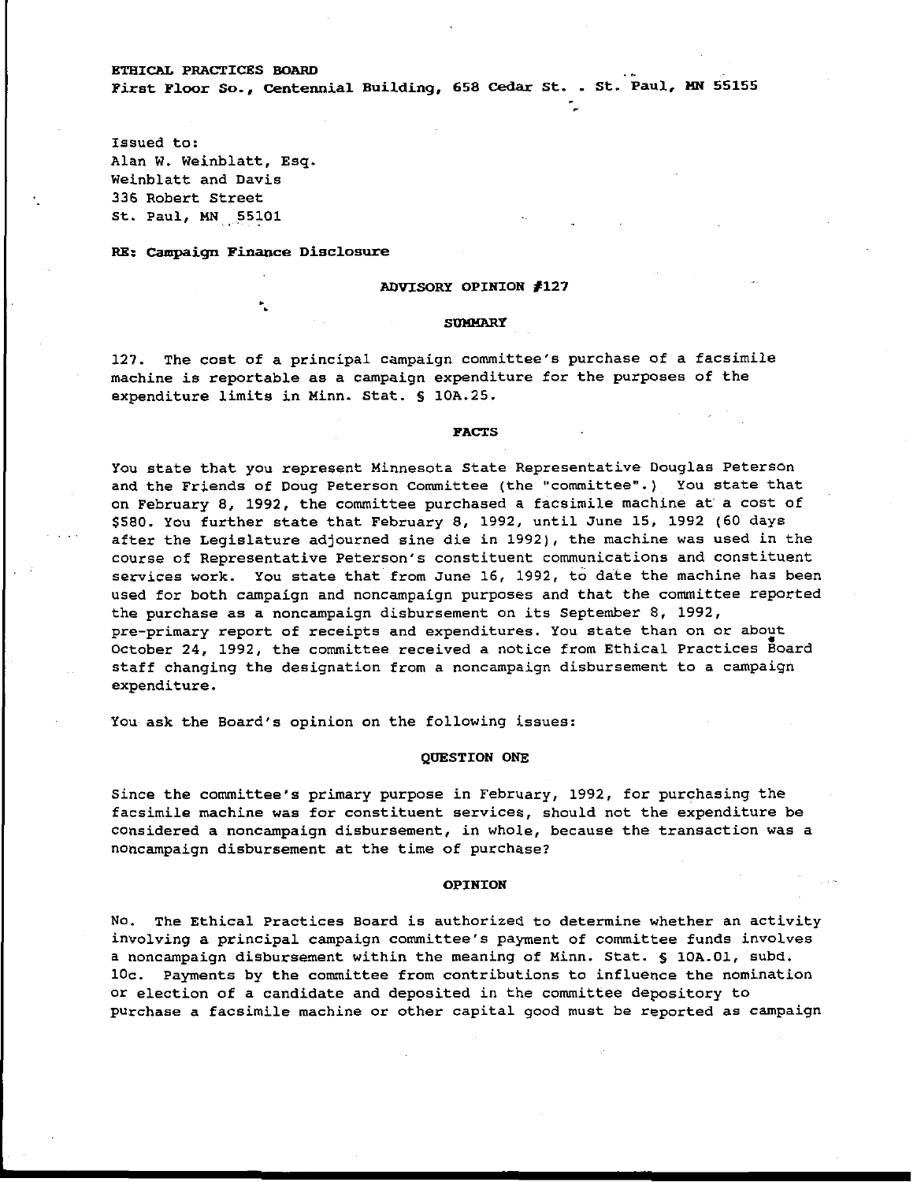ETHICAL PRACTICES BOARD
First Floor So., Centennial Building, 658 Cedar St. . St. Paul, MN 55155

Issued to:
Alan W. Weinblatt, Esq.
Weinblatt and Davis
336 Robert Street
St. Paul, MN 55101

**RE: Campaign Finance Disclosure**

## ADVISORY OPINION #127

### SUMMARY

127. The cost of a principal campaign committee's purchase of a facsimile machine is reportable as a campaign expenditure for the purposes of the expenditure limits in Minn. Stat. § 10A.25.

### FACTS

You state that you represent Minnesota State Representative Douglas Peterson and the Friends of Doug Peterson Committee (the "committee".) You state that on February 8, 1992, the committee purchased a facsimile machine at a cost of $580. You further state that February 8, 1992, until June 15, 1992 (60 days after the Legislature adjourned sine die in 1992), the machine was used in the course of Representative Peterson's constituent communications and constituent services work. You state that from June 16, 1992, to date the machine has been used for both campaign and noncampaign purposes and that the committee reported the purchase as a noncampaign disbursement on its September 8, 1992, pre-primary report of receipts and expenditures. You state than on or about October 24, 1992, the committee received a notice from Ethical Practices Board staff changing the designation from a noncampaign disbursement to a campaign expenditure.

You ask the Board's opinion on the following issues:

### QUESTION ONE

Since the committee's primary purpose in February, 1992, for purchasing the facsimile machine was for constituent services, should not the expenditure be considered a noncampaign disbursement, in whole, because the transaction was a noncampaign disbursement at the time of purchase?

### OPINION

No. The Ethical Practices Board is authorized to determine whether an activity involving a principal campaign committee's payment of committee funds involves a noncampaign disbursement within the meaning of Minn. Stat. § 10A.01, subd. 10c. Payments by the committee from contributions to influence the nomination or election of a candidate and deposited in the committee depository to purchase a facsimile machine or other capital good must be reported as campaign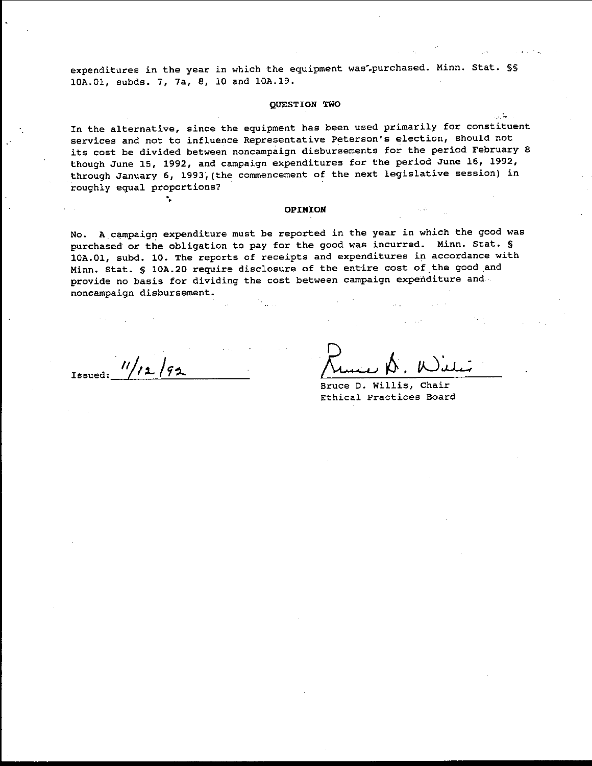expenditures in the year in which the equipment was purchased. Minn. Stat. §§ 10A.01, subds. 7, 7a, 8, 10 and 10A.19.

### QUESTION TWO

In the alternative, since the equipment has been used primarily for constituent services and not to influence Representative Peterson's election, should not its cost be divided between noncampaign disbursements for the period February 8 though June 15, 1992, and campaign expenditures for the period June 16, 1992, through January 6, 1993, (the commencement of the next legislative session) in roughly equal proportions?

### OPINION

No. A campaign expenditure must be reported in the year in which the good was purchased or the obligation to pay for the good was incurred. Minn. Stat. § 10A.01, subd. 10. The reports of receipts and expenditures in accordance with Minn. Stat. § 10A.20 require disclosure of the entire cost of the good and provide no basis for dividing the cost between campaign expenditure and noncampaign disbursement.

Issued: 11/12/92

Bruce D. Willis, Chair
Ethical Practices Board